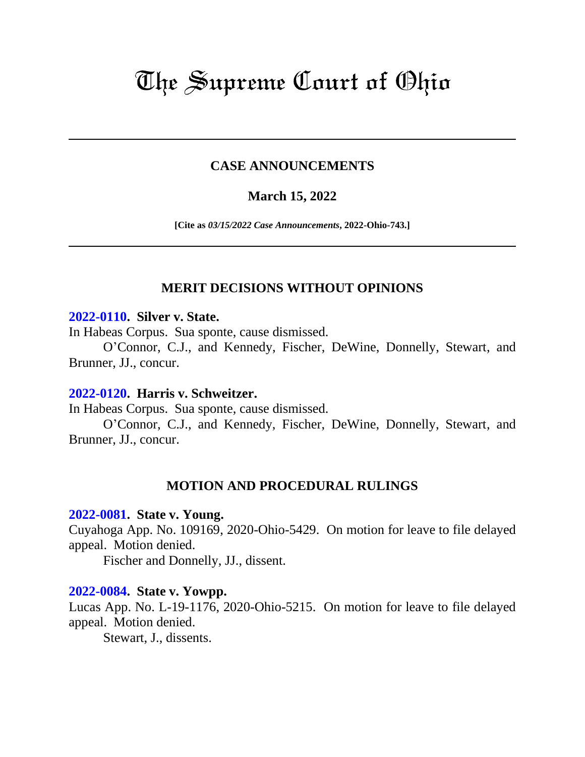# The Supreme Court of Ohio

---

## CASE ANNOUNCEMENTS

### March 15, 2022

**[Cite as *03/15/2022 Case Announcements*, 2022-Ohio-743.]**

---

## MERIT DECISIONS WITHOUT OPINIONS

**2022-0110. Silver v. State.**

In Habeas Corpus. Sua sponte, cause dismissed.

O'Connor, C.J., and Kennedy, Fischer, DeWine, Donnelly, Stewart, and Brunner, JJ., concur.

**2022-0120. Harris v. Schweitzer.**

In Habeas Corpus. Sua sponte, cause dismissed.

O'Connor, C.J., and Kennedy, Fischer, DeWine, Donnelly, Stewart, and Brunner, JJ., concur.

## MOTION AND PROCEDURAL RULINGS

**2022-0081. State v. Young.**

Cuyahoga App. No. 109169, 2020-Ohio-5429. On motion for leave to file delayed appeal. Motion denied.

Fischer and Donnelly, JJ., dissent.

**2022-0084. State v. Yowpp.**

Lucas App. No. L-19-1176, 2020-Ohio-5215. On motion for leave to file delayed appeal. Motion denied.

Stewart, J., dissents.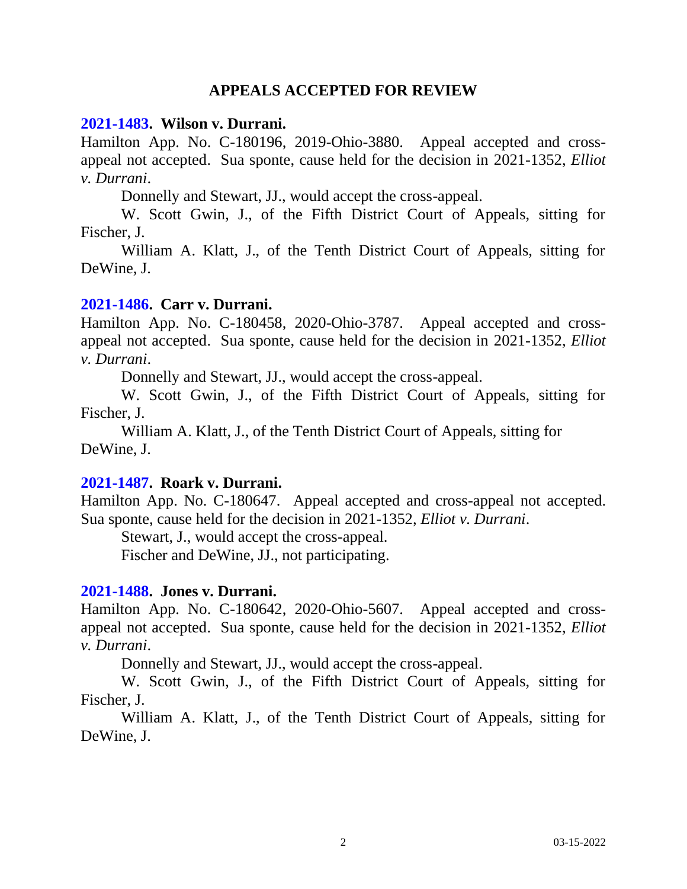## APPEALS ACCEPTED FOR REVIEW

**2021-1483. Wilson v. Durrani.**

Hamilton App. No. C-180196, 2019-Ohio-3880. Appeal accepted and cross-appeal not accepted. Sua sponte, cause held for the decision in 2021-1352, *Elliot v. Durrani*.

Donnelly and Stewart, JJ., would accept the cross-appeal.

W. Scott Gwin, J., of the Fifth District Court of Appeals, sitting for Fischer, J.

William A. Klatt, J., of the Tenth District Court of Appeals, sitting for DeWine, J.

**2021-1486. Carr v. Durrani.**

Hamilton App. No. C-180458, 2020-Ohio-3787. Appeal accepted and cross-appeal not accepted. Sua sponte, cause held for the decision in 2021-1352, *Elliot v. Durrani*.

Donnelly and Stewart, JJ., would accept the cross-appeal.

W. Scott Gwin, J., of the Fifth District Court of Appeals, sitting for Fischer, J.

William A. Klatt, J., of the Tenth District Court of Appeals, sitting for DeWine, J.

**2021-1487. Roark v. Durrani.**

Hamilton App. No. C-180647. Appeal accepted and cross-appeal not accepted. Sua sponte, cause held for the decision in 2021-1352, *Elliot v. Durrani*.

Stewart, J., would accept the cross-appeal.

Fischer and DeWine, JJ., not participating.

**2021-1488. Jones v. Durrani.**

Hamilton App. No. C-180642, 2020-Ohio-5607. Appeal accepted and cross-appeal not accepted. Sua sponte, cause held for the decision in 2021-1352, *Elliot v. Durrani*.

Donnelly and Stewart, JJ., would accept the cross-appeal.

W. Scott Gwin, J., of the Fifth District Court of Appeals, sitting for Fischer, J.

William A. Klatt, J., of the Tenth District Court of Appeals, sitting for DeWine, J.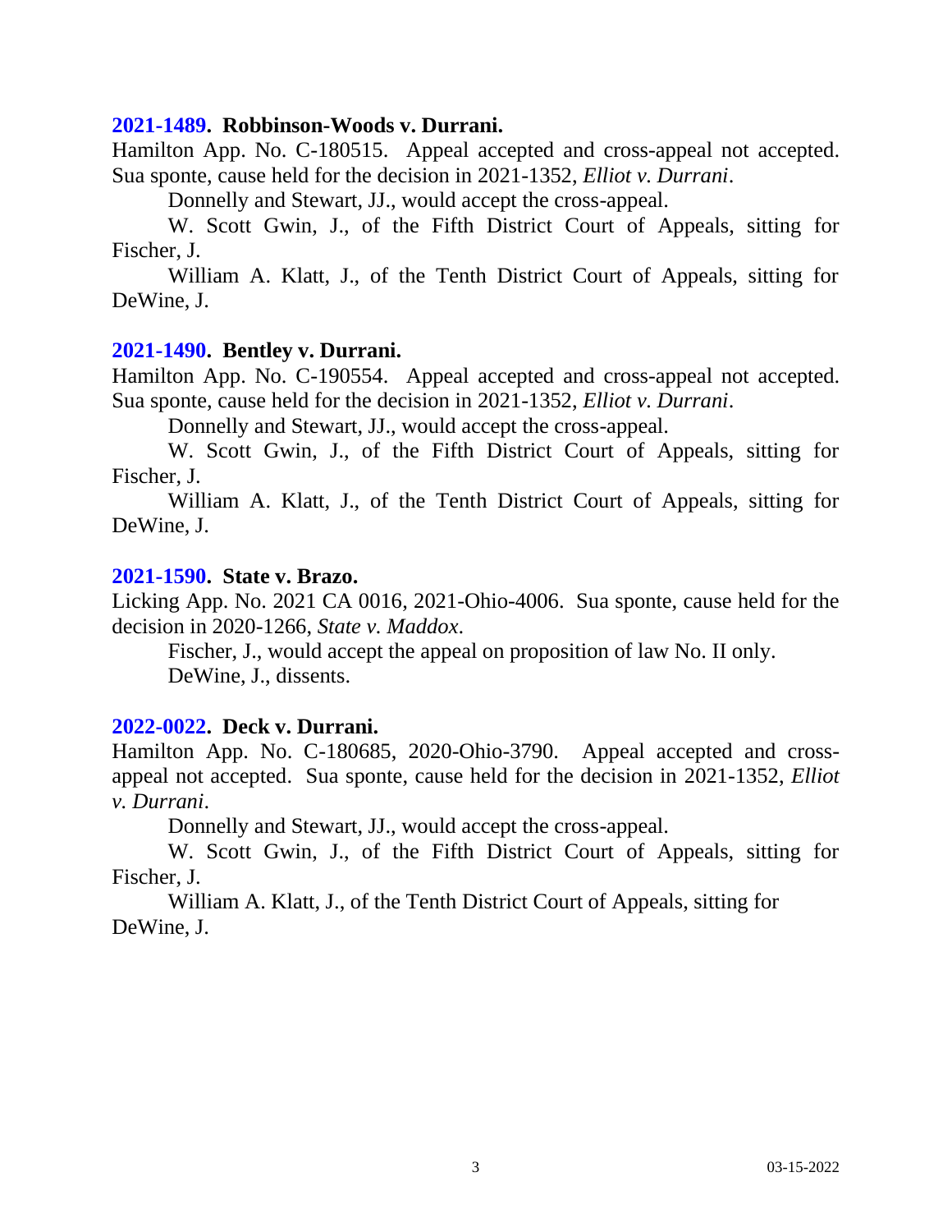**2021-1489. Robbinson-Woods v. Durrani.**

Hamilton App. No. C-180515. Appeal accepted and cross-appeal not accepted. Sua sponte, cause held for the decision in 2021-1352, *Elliot v. Durrani*.

Donnelly and Stewart, JJ., would accept the cross-appeal.

W. Scott Gwin, J., of the Fifth District Court of Appeals, sitting for Fischer, J.

William A. Klatt, J., of the Tenth District Court of Appeals, sitting for DeWine, J.

**2021-1490. Bentley v. Durrani.**

Hamilton App. No. C-190554. Appeal accepted and cross-appeal not accepted. Sua sponte, cause held for the decision in 2021-1352, *Elliot v. Durrani*.

Donnelly and Stewart, JJ., would accept the cross-appeal.

W. Scott Gwin, J., of the Fifth District Court of Appeals, sitting for Fischer, J.

William A. Klatt, J., of the Tenth District Court of Appeals, sitting for DeWine, J.

**2021-1590. State v. Brazo.**

Licking App. No. 2021 CA 0016, 2021-Ohio-4006. Sua sponte, cause held for the decision in 2020-1266, *State v. Maddox*.

Fischer, J., would accept the appeal on proposition of law No. II only.

DeWine, J., dissents.

**2022-0022. Deck v. Durrani.**

Hamilton App. No. C-180685, 2020-Ohio-3790. Appeal accepted and cross-appeal not accepted. Sua sponte, cause held for the decision in 2021-1352, *Elliot v. Durrani*.

Donnelly and Stewart, JJ., would accept the cross-appeal.

W. Scott Gwin, J., of the Fifth District Court of Appeals, sitting for Fischer, J.

William A. Klatt, J., of the Tenth District Court of Appeals, sitting for DeWine, J.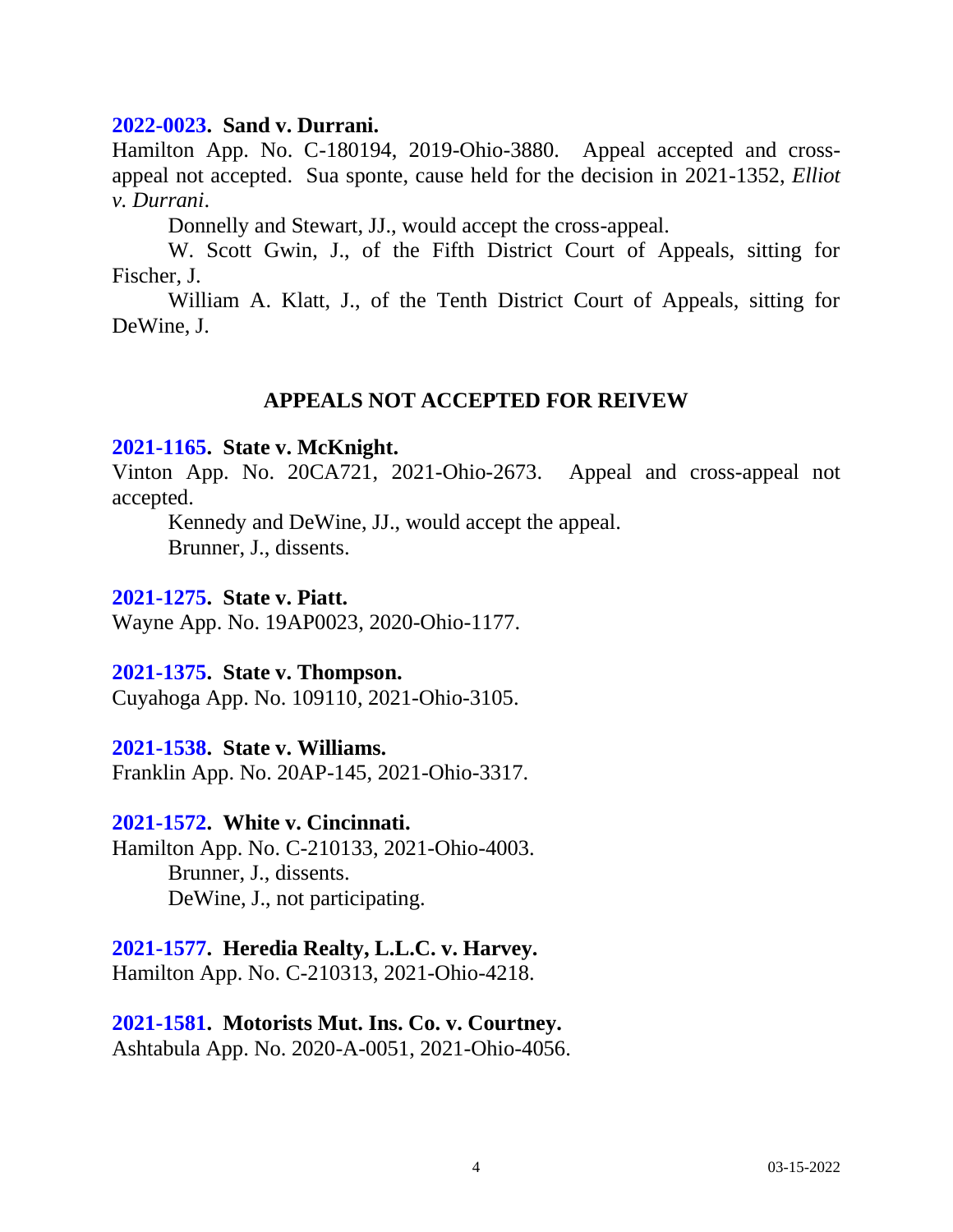**2022-0023. Sand v. Durrani.**
Hamilton App. No. C-180194, 2019-Ohio-3880. Appeal accepted and cross-appeal not accepted. Sua sponte, cause held for the decision in 2021-1352, *Elliot v. Durrani*.

Donnelly and Stewart, JJ., would accept the cross-appeal.

W. Scott Gwin, J., of the Fifth District Court of Appeals, sitting for Fischer, J.

William A. Klatt, J., of the Tenth District Court of Appeals, sitting for DeWine, J.

## APPEALS NOT ACCEPTED FOR REIVEW

**2021-1165. State v. McKnight.**
Vinton App. No. 20CA721, 2021-Ohio-2673. Appeal and cross-appeal not accepted.

Kennedy and DeWine, JJ., would accept the appeal.

Brunner, J., dissents.

**2021-1275. State v. Piatt.**
Wayne App. No. 19AP0023, 2020-Ohio-1177.

**2021-1375. State v. Thompson.**
Cuyahoga App. No. 109110, 2021-Ohio-3105.

**2021-1538. State v. Williams.**
Franklin App. No. 20AP-145, 2021-Ohio-3317.

**2021-1572. White v. Cincinnati.**
Hamilton App. No. C-210133, 2021-Ohio-4003.

Brunner, J., dissents.

DeWine, J., not participating.

**2021-1577. Heredia Realty, L.L.C. v. Harvey.**
Hamilton App. No. C-210313, 2021-Ohio-4218.

**2021-1581. Motorists Mut. Ins. Co. v. Courtney.**
Ashtabula App. No. 2020-A-0051, 2021-Ohio-4056.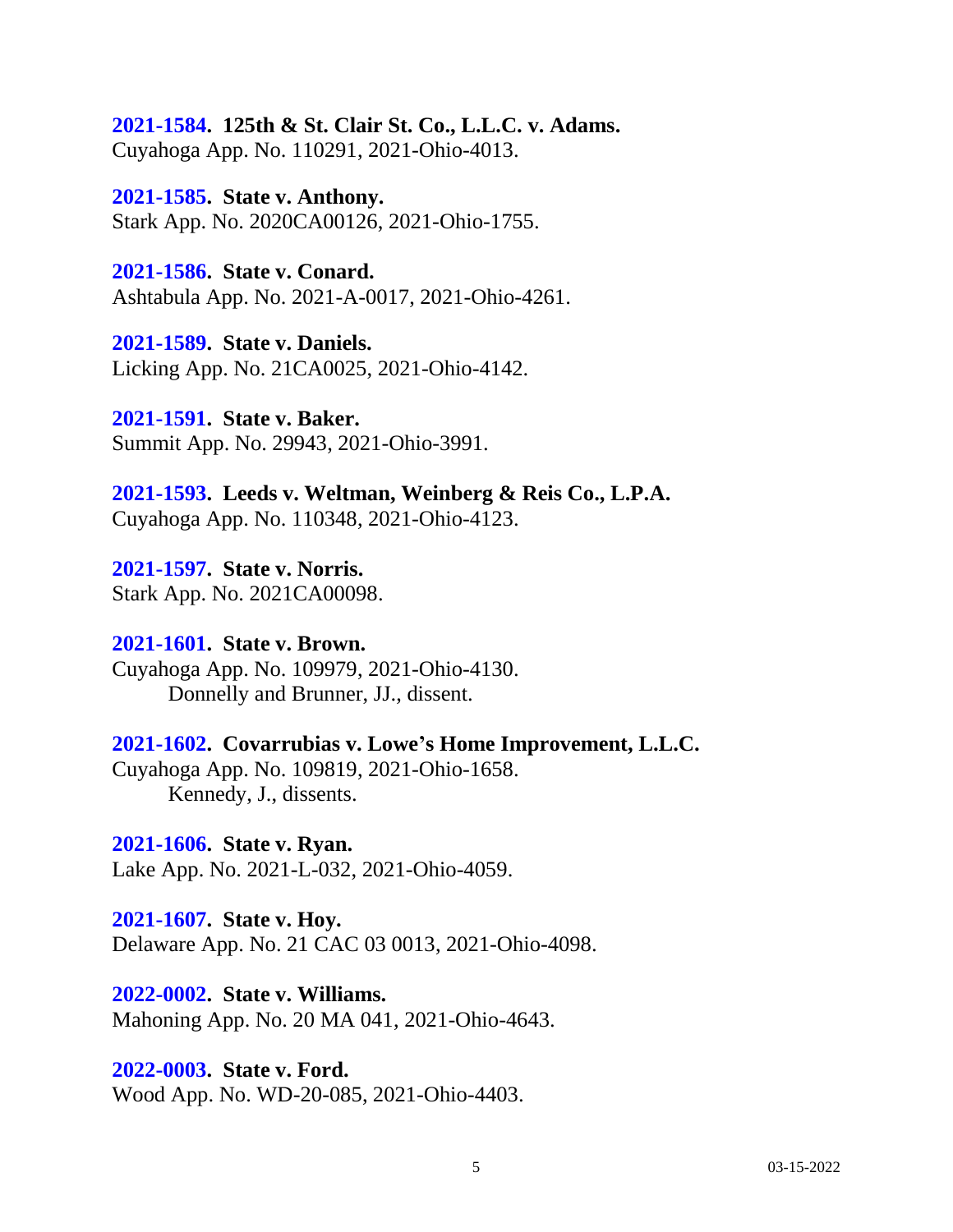**2021-1584. 125th & St. Clair St. Co., L.L.C. v. Adams.**
Cuyahoga App. No. 110291, 2021-Ohio-4013.

**2021-1585. State v. Anthony.**
Stark App. No. 2020CA00126, 2021-Ohio-1755.

**2021-1586. State v. Conard.**
Ashtabula App. No. 2021-A-0017, 2021-Ohio-4261.

**2021-1589. State v. Daniels.**
Licking App. No. 21CA0025, 2021-Ohio-4142.

**2021-1591. State v. Baker.**
Summit App. No. 29943, 2021-Ohio-3991.

**2021-1593. Leeds v. Weltman, Weinberg & Reis Co., L.P.A.**
Cuyahoga App. No. 110348, 2021-Ohio-4123.

**2021-1597. State v. Norris.**
Stark App. No. 2021CA00098.

**2021-1601. State v. Brown.**
Cuyahoga App. No. 109979, 2021-Ohio-4130.
Donnelly and Brunner, JJ., dissent.

**2021-1602. Covarrubias v. Lowe's Home Improvement, L.L.C.**
Cuyahoga App. No. 109819, 2021-Ohio-1658.
Kennedy, J., dissents.

**2021-1606. State v. Ryan.**
Lake App. No. 2021-L-032, 2021-Ohio-4059.

**2021-1607. State v. Hoy.**
Delaware App. No. 21 CAC 03 0013, 2021-Ohio-4098.

**2022-0002. State v. Williams.**
Mahoning App. No. 20 MA 041, 2021-Ohio-4643.

**2022-0003. State v. Ford.**
Wood App. No. WD-20-085, 2021-Ohio-4403.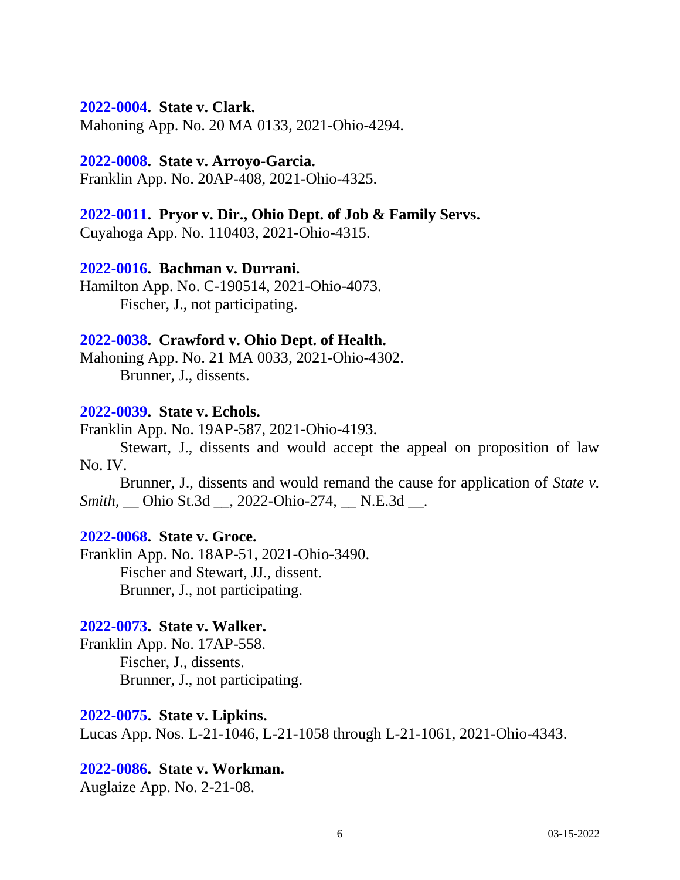**2022-0004. State v. Clark.**
Mahoning App. No. 20 MA 0133, 2021-Ohio-4294.

**2022-0008. State v. Arroyo-Garcia.**
Franklin App. No. 20AP-408, 2021-Ohio-4325.

**2022-0011. Pryor v. Dir., Ohio Dept. of Job & Family Servs.**
Cuyahoga App. No. 110403, 2021-Ohio-4315.

**2022-0016. Bachman v. Durrani.**
Hamilton App. No. C-190514, 2021-Ohio-4073.
Fischer, J., not participating.

**2022-0038. Crawford v. Ohio Dept. of Health.**
Mahoning App. No. 21 MA 0033, 2021-Ohio-4302.
Brunner, J., dissents.

**2022-0039. State v. Echols.**
Franklin App. No. 19AP-587, 2021-Ohio-4193.
Stewart, J., dissents and would accept the appeal on proposition of law No. IV.
Brunner, J., dissents and would remand the cause for application of *State v. Smith*, __ Ohio St.3d __, 2022-Ohio-274, __ N.E.3d __.

**2022-0068. State v. Groce.**
Franklin App. No. 18AP-51, 2021-Ohio-3490.
Fischer and Stewart, JJ., dissent.
Brunner, J., not participating.

**2022-0073. State v. Walker.**
Franklin App. No. 17AP-558.
Fischer, J., dissents.
Brunner, J., not participating.

**2022-0075. State v. Lipkins.**
Lucas App. Nos. L-21-1046, L-21-1058 through L-21-1061, 2021-Ohio-4343.

**2022-0086. State v. Workman.**
Auglaize App. No. 2-21-08.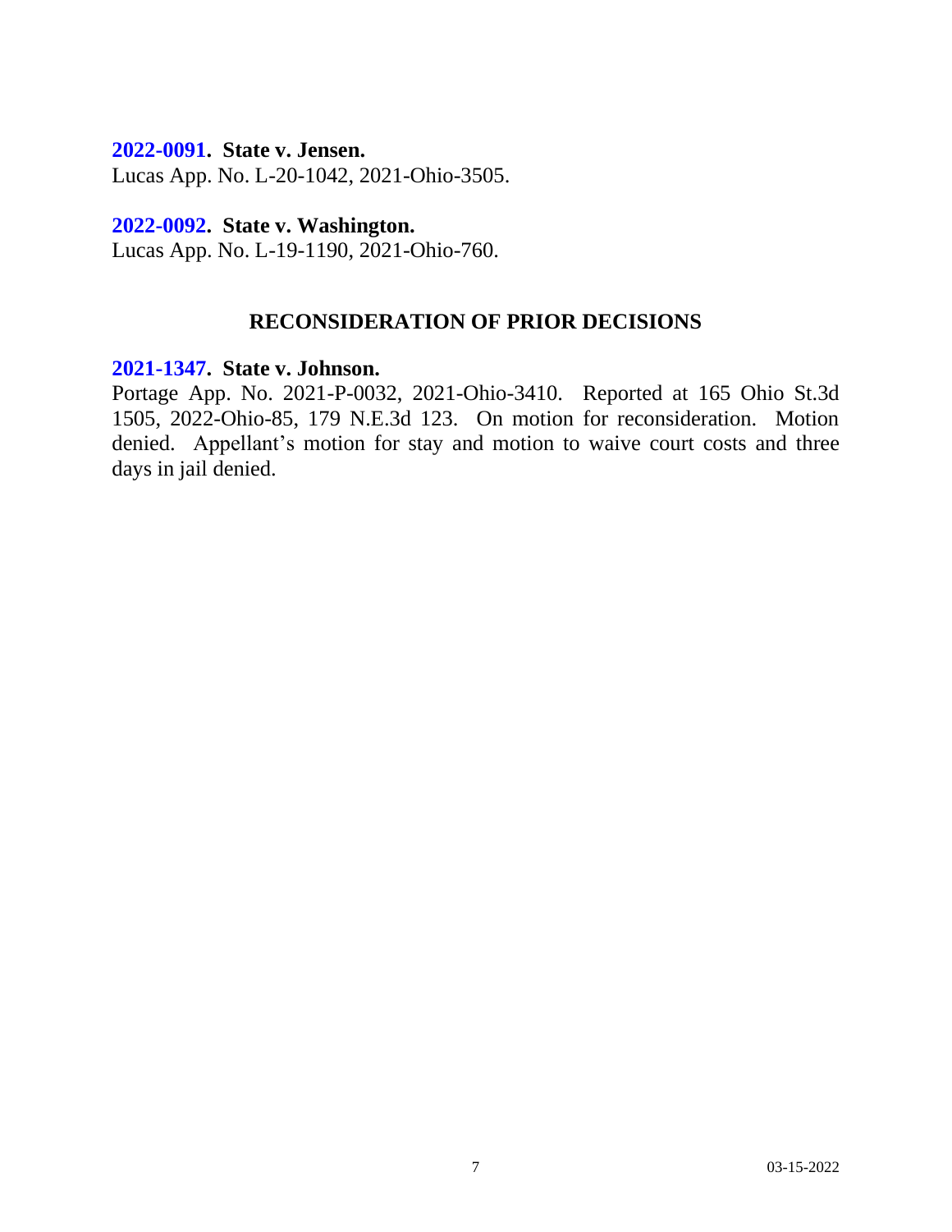**2022-0091. State v. Jensen.**
Lucas App. No. L-20-1042, 2021-Ohio-3505.

**2022-0092. State v. Washington.**
Lucas App. No. L-19-1190, 2021-Ohio-760.

## RECONSIDERATION OF PRIOR DECISIONS

**2021-1347. State v. Johnson.**
Portage App. No. 2021-P-0032, 2021-Ohio-3410. Reported at 165 Ohio St.3d 1505, 2022-Ohio-85, 179 N.E.3d 123. On motion for reconsideration. Motion denied. Appellant's motion for stay and motion to waive court costs and three days in jail denied.